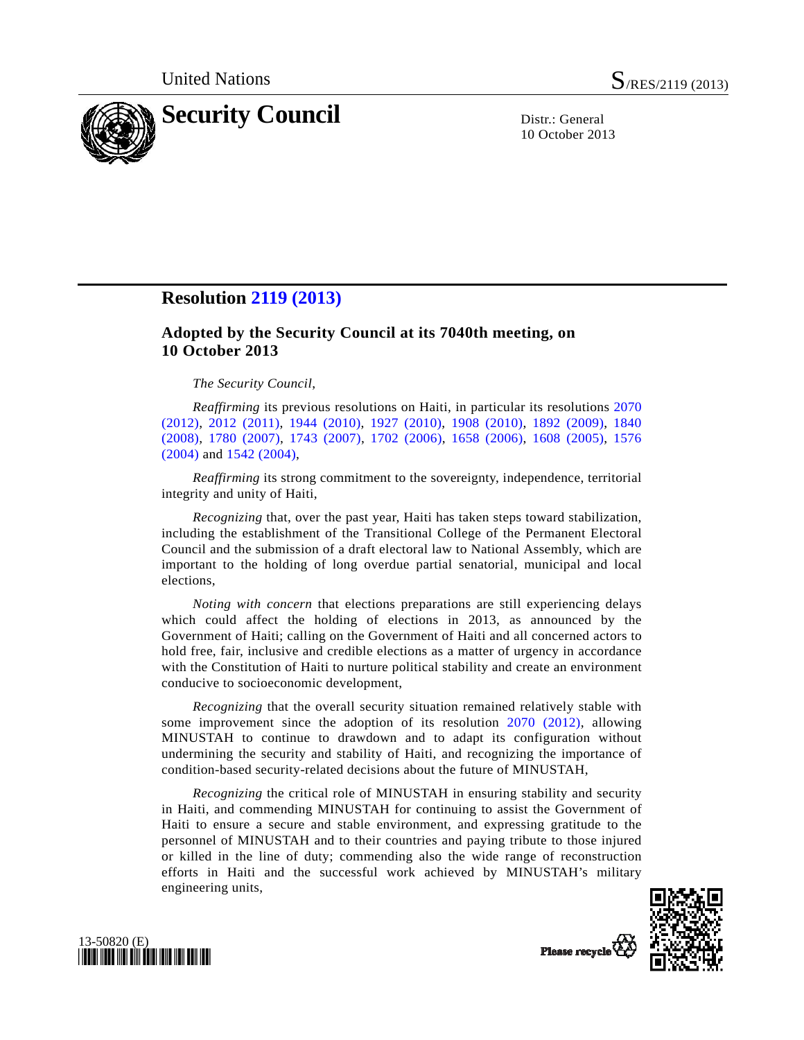United Nations S/RES/2119 (2013)

# Security Council

Distr.: General
10 October 2013

## Resolution 2119 (2013)

### Adopted by the Security Council at its 7040th meeting, on 10 October 2013

*The Security Council*,

*Reaffirming* its previous resolutions on Haiti, in particular its resolutions 2070 (2012), 2012 (2011), 1944 (2010), 1927 (2010), 1908 (2010), 1892 (2009), 1840 (2008), 1780 (2007), 1743 (2007), 1702 (2006), 1658 (2006), 1608 (2005), 1576 (2004) and 1542 (2004),

*Reaffirming* its strong commitment to the sovereignty, independence, territorial integrity and unity of Haiti,

*Recognizing* that, over the past year, Haiti has taken steps toward stabilization, including the establishment of the Transitional College of the Permanent Electoral Council and the submission of a draft electoral law to National Assembly, which are important to the holding of long overdue partial senatorial, municipal and local elections,

*Noting with concern* that elections preparations are still experiencing delays which could affect the holding of elections in 2013, as announced by the Government of Haiti; calling on the Government of Haiti and all concerned actors to hold free, fair, inclusive and credible elections as a matter of urgency in accordance with the Constitution of Haiti to nurture political stability and create an environment conducive to socioeconomic development,

*Recognizing* that the overall security situation remained relatively stable with some improvement since the adoption of its resolution 2070 (2012), allowing MINUSTAH to continue to drawdown and to adapt its configuration without undermining the security and stability of Haiti, and recognizing the importance of condition-based security-related decisions about the future of MINUSTAH,

*Recognizing* the critical role of MINUSTAH in ensuring stability and security in Haiti, and commending MINUSTAH for continuing to assist the Government of Haiti to ensure a secure and stable environment, and expressing gratitude to the personnel of MINUSTAH and to their countries and paying tribute to those injured or killed in the line of duty; commending also the wide range of reconstruction efforts in Haiti and the successful work achieved by MINUSTAH's military engineering units,

13-50820 (E)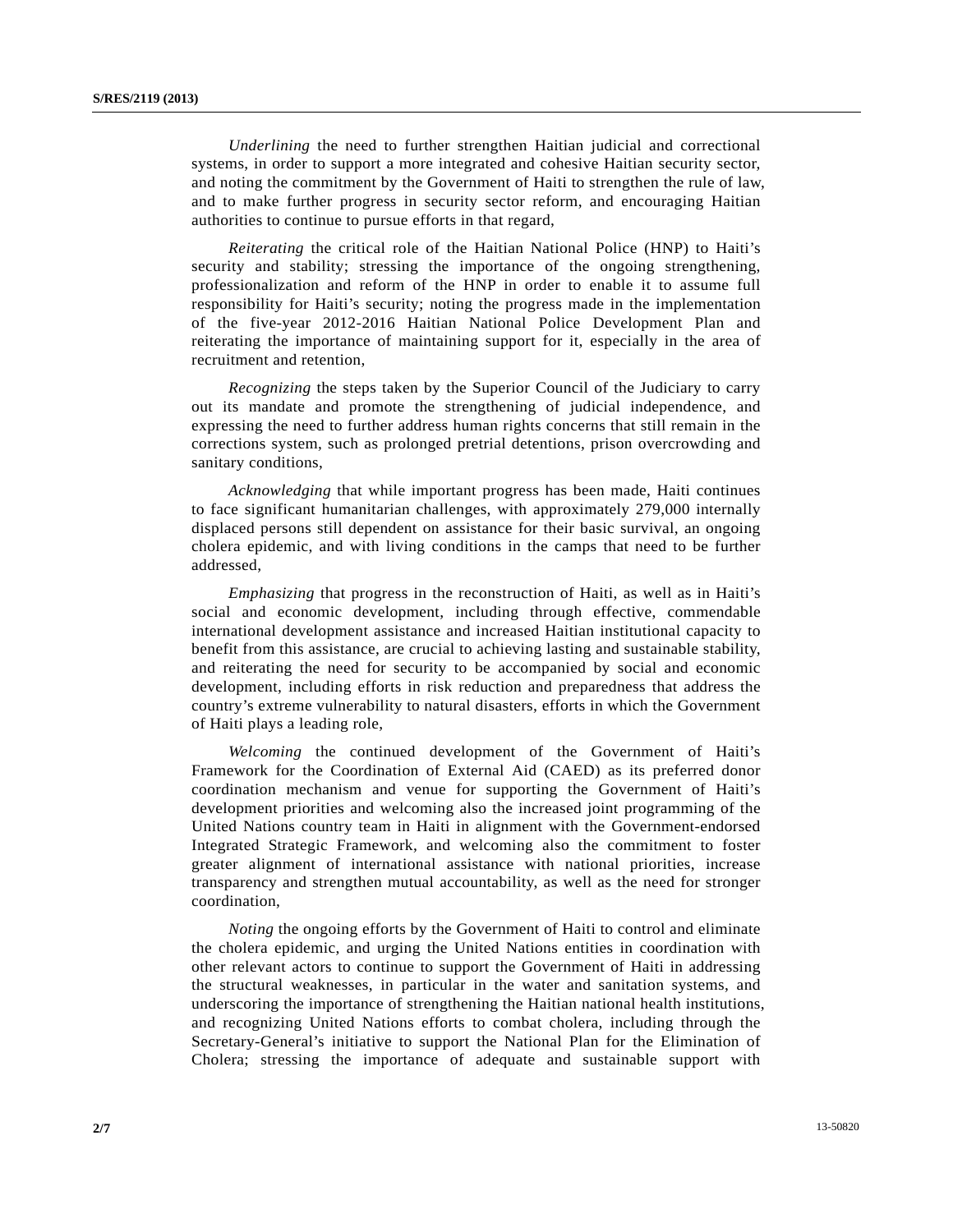*Underlining* the need to further strengthen Haitian judicial and correctional systems, in order to support a more integrated and cohesive Haitian security sector, and noting the commitment by the Government of Haiti to strengthen the rule of law, and to make further progress in security sector reform, and encouraging Haitian authorities to continue to pursue efforts in that regard,

*Reiterating* the critical role of the Haitian National Police (HNP) to Haiti's security and stability; stressing the importance of the ongoing strengthening, professionalization and reform of the HNP in order to enable it to assume full responsibility for Haiti's security; noting the progress made in the implementation of the five-year 2012-2016 Haitian National Police Development Plan and reiterating the importance of maintaining support for it, especially in the area of recruitment and retention,

*Recognizing* the steps taken by the Superior Council of the Judiciary to carry out its mandate and promote the strengthening of judicial independence, and expressing the need to further address human rights concerns that still remain in the corrections system, such as prolonged pretrial detentions, prison overcrowding and sanitary conditions,

*Acknowledging* that while important progress has been made, Haiti continues to face significant humanitarian challenges, with approximately 279,000 internally displaced persons still dependent on assistance for their basic survival, an ongoing cholera epidemic, and with living conditions in the camps that need to be further addressed,

*Emphasizing* that progress in the reconstruction of Haiti, as well as in Haiti's social and economic development, including through effective, commendable international development assistance and increased Haitian institutional capacity to benefit from this assistance, are crucial to achieving lasting and sustainable stability, and reiterating the need for security to be accompanied by social and economic development, including efforts in risk reduction and preparedness that address the country's extreme vulnerability to natural disasters, efforts in which the Government of Haiti plays a leading role,

*Welcoming* the continued development of the Government of Haiti's Framework for the Coordination of External Aid (CAED) as its preferred donor coordination mechanism and venue for supporting the Government of Haiti's development priorities and welcoming also the increased joint programming of the United Nations country team in Haiti in alignment with the Government-endorsed Integrated Strategic Framework, and welcoming also the commitment to foster greater alignment of international assistance with national priorities, increase transparency and strengthen mutual accountability, as well as the need for stronger coordination,

*Noting* the ongoing efforts by the Government of Haiti to control and eliminate the cholera epidemic, and urging the United Nations entities in coordination with other relevant actors to continue to support the Government of Haiti in addressing the structural weaknesses, in particular in the water and sanitation systems, and underscoring the importance of strengthening the Haitian national health institutions, and recognizing United Nations efforts to combat cholera, including through the Secretary-General's initiative to support the National Plan for the Elimination of Cholera; stressing the importance of adequate and sustainable support with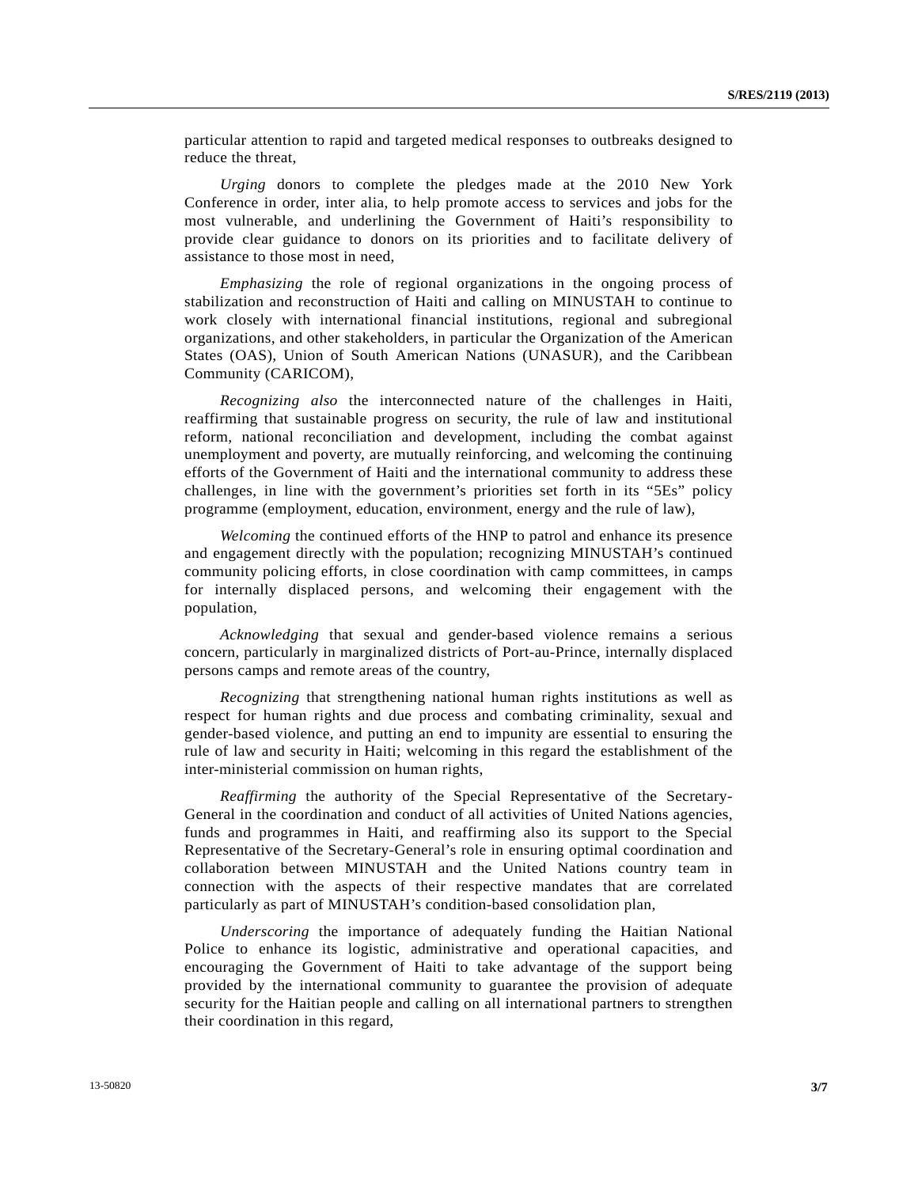particular attention to rapid and targeted medical responses to outbreaks designed to reduce the threat,

*Urging* donors to complete the pledges made at the 2010 New York Conference in order, inter alia, to help promote access to services and jobs for the most vulnerable, and underlining the Government of Haiti's responsibility to provide clear guidance to donors on its priorities and to facilitate delivery of assistance to those most in need,

*Emphasizing* the role of regional organizations in the ongoing process of stabilization and reconstruction of Haiti and calling on MINUSTAH to continue to work closely with international financial institutions, regional and subregional organizations, and other stakeholders, in particular the Organization of the American States (OAS), Union of South American Nations (UNASUR), and the Caribbean Community (CARICOM),

*Recognizing also* the interconnected nature of the challenges in Haiti, reaffirming that sustainable progress on security, the rule of law and institutional reform, national reconciliation and development, including the combat against unemployment and poverty, are mutually reinforcing, and welcoming the continuing efforts of the Government of Haiti and the international community to address these challenges, in line with the government's priorities set forth in its "5Es" policy programme (employment, education, environment, energy and the rule of law),

*Welcoming* the continued efforts of the HNP to patrol and enhance its presence and engagement directly with the population; recognizing MINUSTAH's continued community policing efforts, in close coordination with camp committees, in camps for internally displaced persons, and welcoming their engagement with the population,

*Acknowledging* that sexual and gender-based violence remains a serious concern, particularly in marginalized districts of Port-au-Prince, internally displaced persons camps and remote areas of the country,

*Recognizing* that strengthening national human rights institutions as well as respect for human rights and due process and combating criminality, sexual and gender-based violence, and putting an end to impunity are essential to ensuring the rule of law and security in Haiti; welcoming in this regard the establishment of the inter-ministerial commission on human rights,

*Reaffirming* the authority of the Special Representative of the Secretary-General in the coordination and conduct of all activities of United Nations agencies, funds and programmes in Haiti, and reaffirming also its support to the Special Representative of the Secretary-General's role in ensuring optimal coordination and collaboration between MINUSTAH and the United Nations country team in connection with the aspects of their respective mandates that are correlated particularly as part of MINUSTAH's condition-based consolidation plan,

*Underscoring* the importance of adequately funding the Haitian National Police to enhance its logistic, administrative and operational capacities, and encouraging the Government of Haiti to take advantage of the support being provided by the international community to guarantee the provision of adequate security for the Haitian people and calling on all international partners to strengthen their coordination in this regard,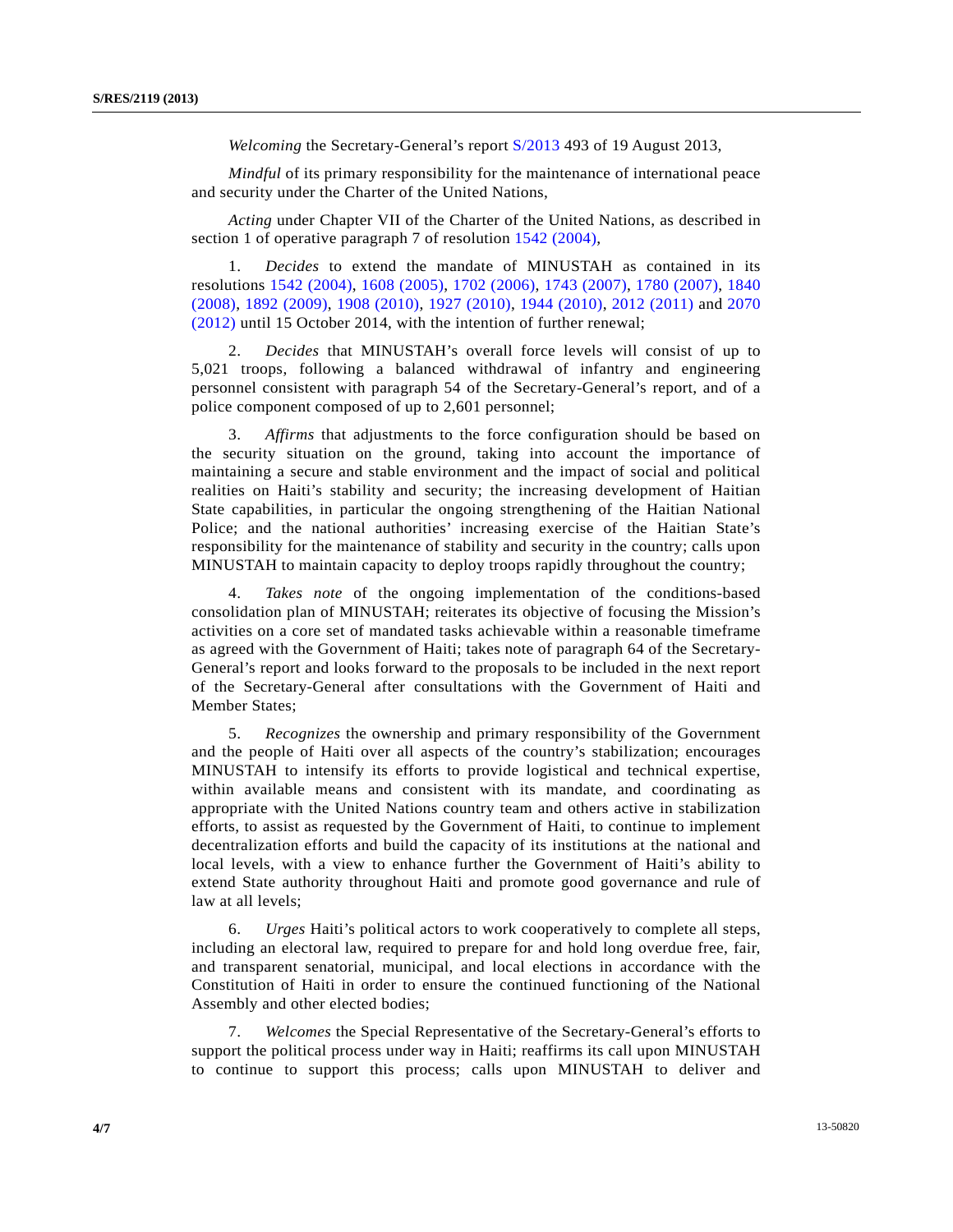*Welcoming* the Secretary-General's report S/2013 493 of 19 August 2013,

*Mindful* of its primary responsibility for the maintenance of international peace and security under the Charter of the United Nations,

*Acting* under Chapter VII of the Charter of the United Nations, as described in section 1 of operative paragraph 7 of resolution 1542 (2004),

1. *Decides* to extend the mandate of MINUSTAH as contained in its resolutions 1542 (2004), 1608 (2005), 1702 (2006), 1743 (2007), 1780 (2007), 1840 (2008), 1892 (2009), 1908 (2010), 1927 (2010), 1944 (2010), 2012 (2011) and 2070 (2012) until 15 October 2014, with the intention of further renewal;

2. *Decides* that MINUSTAH's overall force levels will consist of up to 5,021 troops, following a balanced withdrawal of infantry and engineering personnel consistent with paragraph 54 of the Secretary-General's report, and of a police component composed of up to 2,601 personnel;

3. *Affirms* that adjustments to the force configuration should be based on the security situation on the ground, taking into account the importance of maintaining a secure and stable environment and the impact of social and political realities on Haiti's stability and security; the increasing development of Haitian State capabilities, in particular the ongoing strengthening of the Haitian National Police; and the national authorities' increasing exercise of the Haitian State's responsibility for the maintenance of stability and security in the country; calls upon MINUSTAH to maintain capacity to deploy troops rapidly throughout the country;

4. *Takes note* of the ongoing implementation of the conditions-based consolidation plan of MINUSTAH; reiterates its objective of focusing the Mission's activities on a core set of mandated tasks achievable within a reasonable timeframe as agreed with the Government of Haiti; takes note of paragraph 64 of the Secretary-General's report and looks forward to the proposals to be included in the next report of the Secretary-General after consultations with the Government of Haiti and Member States;

5. *Recognizes* the ownership and primary responsibility of the Government and the people of Haiti over all aspects of the country's stabilization; encourages MINUSTAH to intensify its efforts to provide logistical and technical expertise, within available means and consistent with its mandate, and coordinating as appropriate with the United Nations country team and others active in stabilization efforts, to assist as requested by the Government of Haiti, to continue to implement decentralization efforts and build the capacity of its institutions at the national and local levels, with a view to enhance further the Government of Haiti's ability to extend State authority throughout Haiti and promote good governance and rule of law at all levels;

6. *Urges* Haiti's political actors to work cooperatively to complete all steps, including an electoral law, required to prepare for and hold long overdue free, fair, and transparent senatorial, municipal, and local elections in accordance with the Constitution of Haiti in order to ensure the continued functioning of the National Assembly and other elected bodies;

7. *Welcomes* the Special Representative of the Secretary-General's efforts to support the political process under way in Haiti; reaffirms its call upon MINUSTAH to continue to support this process; calls upon MINUSTAH to deliver and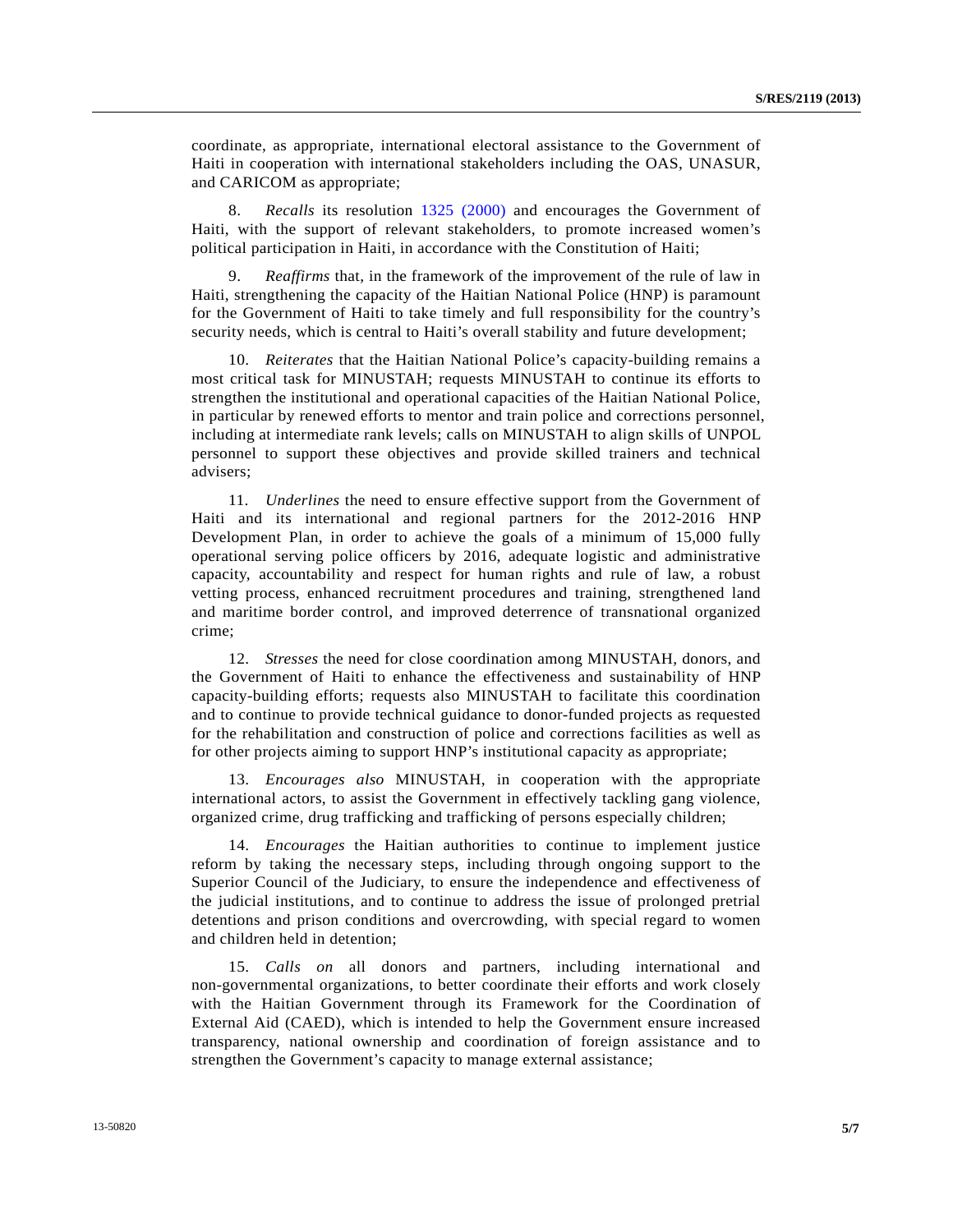coordinate, as appropriate, international electoral assistance to the Government of Haiti in cooperation with international stakeholders including the OAS, UNASUR, and CARICOM as appropriate;

8. *Recalls* its resolution 1325 (2000) and encourages the Government of Haiti, with the support of relevant stakeholders, to promote increased women's political participation in Haiti, in accordance with the Constitution of Haiti;

9. *Reaffirms* that, in the framework of the improvement of the rule of law in Haiti, strengthening the capacity of the Haitian National Police (HNP) is paramount for the Government of Haiti to take timely and full responsibility for the country's security needs, which is central to Haiti's overall stability and future development;

10. *Reiterates* that the Haitian National Police's capacity-building remains a most critical task for MINUSTAH; requests MINUSTAH to continue its efforts to strengthen the institutional and operational capacities of the Haitian National Police, in particular by renewed efforts to mentor and train police and corrections personnel, including at intermediate rank levels; calls on MINUSTAH to align skills of UNPOL personnel to support these objectives and provide skilled trainers and technical advisers;

11. *Underlines* the need to ensure effective support from the Government of Haiti and its international and regional partners for the 2012-2016 HNP Development Plan, in order to achieve the goals of a minimum of 15,000 fully operational serving police officers by 2016, adequate logistic and administrative capacity, accountability and respect for human rights and rule of law, a robust vetting process, enhanced recruitment procedures and training, strengthened land and maritime border control, and improved deterrence of transnational organized crime;

12. *Stresses* the need for close coordination among MINUSTAH, donors, and the Government of Haiti to enhance the effectiveness and sustainability of HNP capacity-building efforts; requests also MINUSTAH to facilitate this coordination and to continue to provide technical guidance to donor-funded projects as requested for the rehabilitation and construction of police and corrections facilities as well as for other projects aiming to support HNP's institutional capacity as appropriate;

13. *Encourages also* MINUSTAH, in cooperation with the appropriate international actors, to assist the Government in effectively tackling gang violence, organized crime, drug trafficking and trafficking of persons especially children;

14. *Encourages* the Haitian authorities to continue to implement justice reform by taking the necessary steps, including through ongoing support to the Superior Council of the Judiciary, to ensure the independence and effectiveness of the judicial institutions, and to continue to address the issue of prolonged pretrial detentions and prison conditions and overcrowding, with special regard to women and children held in detention;

15. *Calls on* all donors and partners, including international and non-governmental organizations, to better coordinate their efforts and work closely with the Haitian Government through its Framework for the Coordination of External Aid (CAED), which is intended to help the Government ensure increased transparency, national ownership and coordination of foreign assistance and to strengthen the Government's capacity to manage external assistance;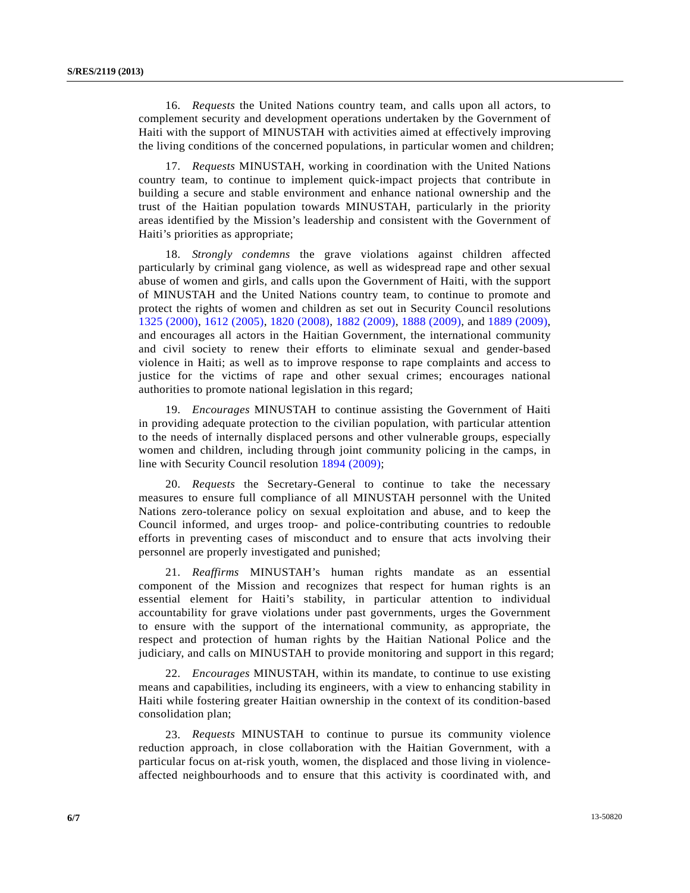16. *Requests* the United Nations country team, and calls upon all actors, to complement security and development operations undertaken by the Government of Haiti with the support of MINUSTAH with activities aimed at effectively improving the living conditions of the concerned populations, in particular women and children;

17. *Requests* MINUSTAH, working in coordination with the United Nations country team, to continue to implement quick-impact projects that contribute in building a secure and stable environment and enhance national ownership and the trust of the Haitian population towards MINUSTAH, particularly in the priority areas identified by the Mission's leadership and consistent with the Government of Haiti's priorities as appropriate;

18. *Strongly condemns* the grave violations against children affected particularly by criminal gang violence, as well as widespread rape and other sexual abuse of women and girls, and calls upon the Government of Haiti, with the support of MINUSTAH and the United Nations country team, to continue to promote and protect the rights of women and children as set out in Security Council resolutions 1325 (2000), 1612 (2005), 1820 (2008), 1882 (2009), 1888 (2009), and 1889 (2009), and encourages all actors in the Haitian Government, the international community and civil society to renew their efforts to eliminate sexual and gender-based violence in Haiti; as well as to improve response to rape complaints and access to justice for the victims of rape and other sexual crimes; encourages national authorities to promote national legislation in this regard;

19. *Encourages* MINUSTAH to continue assisting the Government of Haiti in providing adequate protection to the civilian population, with particular attention to the needs of internally displaced persons and other vulnerable groups, especially women and children, including through joint community policing in the camps, in line with Security Council resolution 1894 (2009);

20. *Requests* the Secretary-General to continue to take the necessary measures to ensure full compliance of all MINUSTAH personnel with the United Nations zero-tolerance policy on sexual exploitation and abuse, and to keep the Council informed, and urges troop- and police-contributing countries to redouble efforts in preventing cases of misconduct and to ensure that acts involving their personnel are properly investigated and punished;

21. *Reaffirms* MINUSTAH's human rights mandate as an essential component of the Mission and recognizes that respect for human rights is an essential element for Haiti's stability, in particular attention to individual accountability for grave violations under past governments, urges the Government to ensure with the support of the international community, as appropriate, the respect and protection of human rights by the Haitian National Police and the judiciary, and calls on MINUSTAH to provide monitoring and support in this regard;

22. *Encourages* MINUSTAH, within its mandate, to continue to use existing means and capabilities, including its engineers, with a view to enhancing stability in Haiti while fostering greater Haitian ownership in the context of its condition-based consolidation plan;

23. *Requests* MINUSTAH to continue to pursue its community violence reduction approach, in close collaboration with the Haitian Government, with a particular focus on at-risk youth, women, the displaced and those living in violence-affected neighbourhoods and to ensure that this activity is coordinated with, and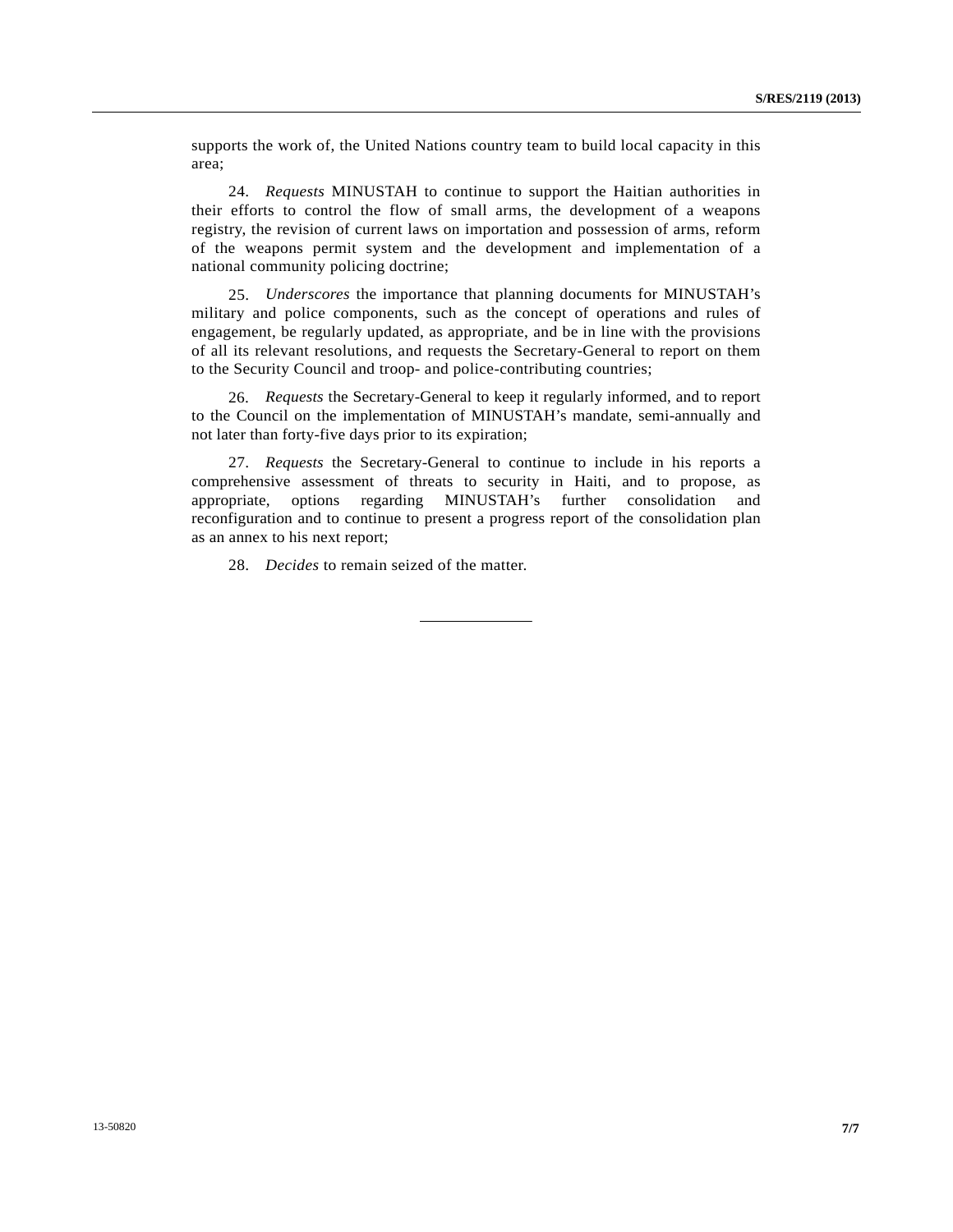supports the work of, the United Nations country team to build local capacity in this area;

24. *Requests* MINUSTAH to continue to support the Haitian authorities in their efforts to control the flow of small arms, the development of a weapons registry, the revision of current laws on importation and possession of arms, reform of the weapons permit system and the development and implementation of a national community policing doctrine;

25. *Underscores* the importance that planning documents for MINUSTAH's military and police components, such as the concept of operations and rules of engagement, be regularly updated, as appropriate, and be in line with the provisions of all its relevant resolutions, and requests the Secretary-General to report on them to the Security Council and troop- and police-contributing countries;

26. *Requests* the Secretary-General to keep it regularly informed, and to report to the Council on the implementation of MINUSTAH's mandate, semi-annually and not later than forty-five days prior to its expiration;

27. *Requests* the Secretary-General to continue to include in his reports a comprehensive assessment of threats to security in Haiti, and to propose, as appropriate, options regarding MINUSTAH's further consolidation and reconfiguration and to continue to present a progress report of the consolidation plan as an annex to his next report;

28. *Decides* to remain seized of the matter.